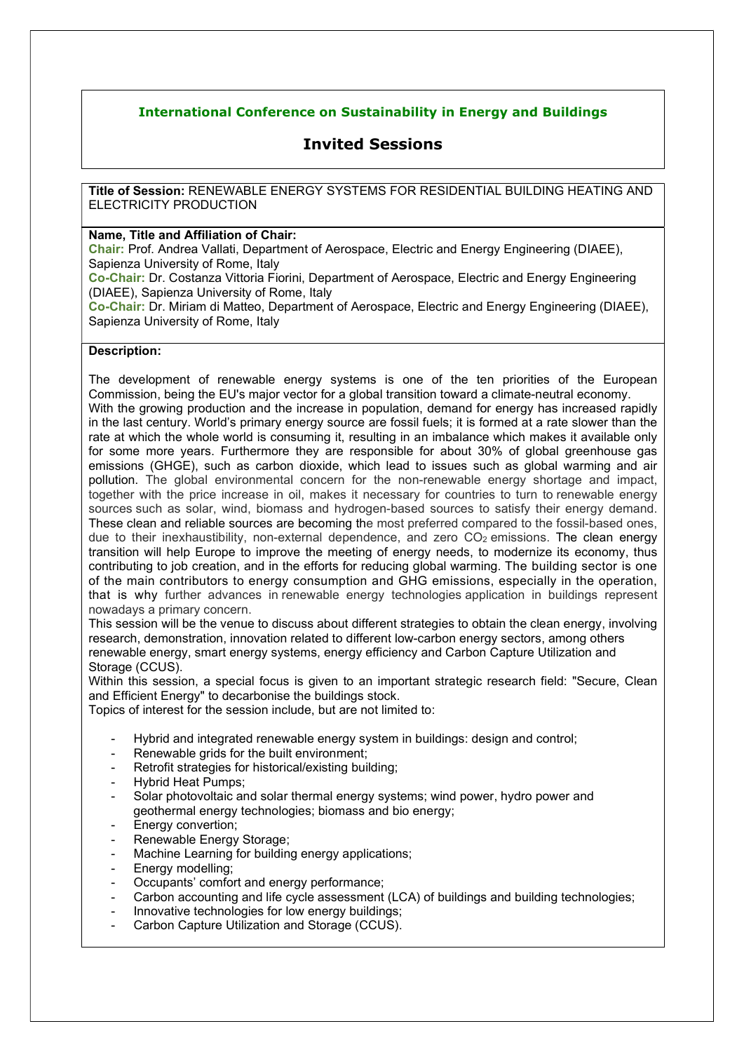## International Conference on Sustainability in Energy and Buildings

# Invited Sessions

**Title of Session:** RENEWABLE ENERGY SYSTEMS FOR RESIDENTIAL BUILDING HEATING AND ELECTRICITY PRODUCTION

**Name, Title and Affiliation of Chair:**

**Chair:** Prof. Andrea Vallati, Department of Aerospace, Electric and Energy Engineering (DIAEE), Sapienza University of Rome, Italy

**Co-Chair:** Dr. Costanza Vittoria Fiorini, Department of Aerospace, Electric and Energy Engineering (DIAEE), Sapienza University of Rome, Italy

**Co-Chair:** Dr. Miriam di Matteo, Department of Aerospace, Electric and Energy Engineering (DIAEE), Sapienza University of Rome, Italy

**Description:**

The development of renewable energy systems is one of the ten priorities of the European Commission, being the EU's major vector for a global transition toward a climate-neutral economy. With the growing production and the increase in population, demand for energy has increased rapidly in the last century. World's primary energy source are fossil fuels; it is formed at a rate slower than the rate at which the whole world is consuming it, resulting in an imbalance which makes it available only for some more years. Furthermore they are responsible for about 30% of global greenhouse gas emissions (GHGE), such as carbon dioxide, which lead to issues such as global warming and air pollution. The global environmental concern for the non-renewable energy shortage and impact, together with the price increase in oil, makes it necessary for countries to turn to renewable energy sources such as solar, wind, biomass and hydrogen-based sources to satisfy their energy demand. These clean and reliable sources are becoming the most preferred compared to the fossil-based ones, due to their inexhaustibility, non-external dependence, and zero $CO_2$ emissions. The clean energy transition will help Europe to improve the meeting of energy needs, to modernize its economy, thus contributing to job creation, and in the efforts for reducing global warming. The building sector is one of the main contributors to energy consumption and GHG emissions, especially in the operation, that is why further advances in renewable energy technologies application in buildings represent nowadays a primary concern.

This session will be the venue to discuss about different strategies to obtain the clean energy, involving research, demonstration, innovation related to different low-carbon energy sectors, among others renewable energy, smart energy systems, energy efficiency and Carbon Capture Utilization and Storage (CCUS).

Within this session, a special focus is given to an important strategic research field: "Secure, Clean and Efficient Energy" to decarbonise the buildings stock.

Topics of interest for the session include, but are not limited to:

- Hybrid and integrated renewable energy system in buildings: design and control;
- Renewable grids for the built environment;
- Retrofit strategies for historical/existing building;
- Hybrid Heat Pumps;
- Solar photovoltaic and solar thermal energy systems; wind power, hydro power and geothermal energy technologies; biomass and bio energy;
- Energy convertion;
- Renewable Energy Storage;
- Machine Learning for building energy applications;
- Energy modelling;
- Occupants' comfort and energy performance;
- Carbon accounting and life cycle assessment (LCA) of buildings and building technologies;
- Innovative technologies for low energy buildings;
- Carbon Capture Utilization and Storage (CCUS).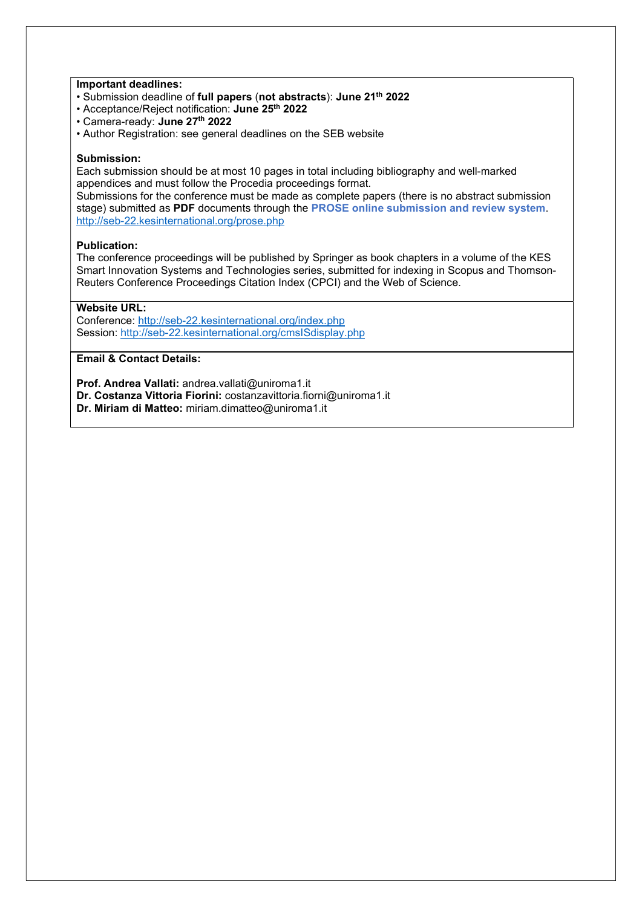**Important deadlines:**

- Submission deadline of **full papers** (**not abstracts**): **June 21th 2022**
- Acceptance/Reject notification: **June 25th 2022**
- Camera-ready: **June 27th 2022**
- Author Registration: see general deadlines on the SEB website

**Submission:**

Each submission should be at most 10 pages in total including bibliography and well-marked appendices and must follow the Procedia proceedings format.

Submissions for the conference must be made as complete papers (there is no abstract submission stage) submitted as **PDF** documents through the **PROSE online submission and review system**.

http://seb-22.kesinternational.org/prose.php

**Publication:**

The conference proceedings will be published by Springer as book chapters in a volume of the KES Smart Innovation Systems and Technologies series, submitted for indexing in Scopus and Thomson-Reuters Conference Proceedings Citation Index (CPCI) and the Web of Science.

**Website URL:**

Conference: http://seb-22.kesinternational.org/index.php
Session: http://seb-22.kesinternational.org/cmsISdisplay.php

**Email & Contact Details:**

**Prof. Andrea Vallati:** andrea.vallati@uniroma1.it
**Dr. Costanza Vittoria Fiorini:** costanzavittoria.fiorni@uniroma1.it
**Dr. Miriam di Matteo:** miriam.dimatteo@uniroma1.it